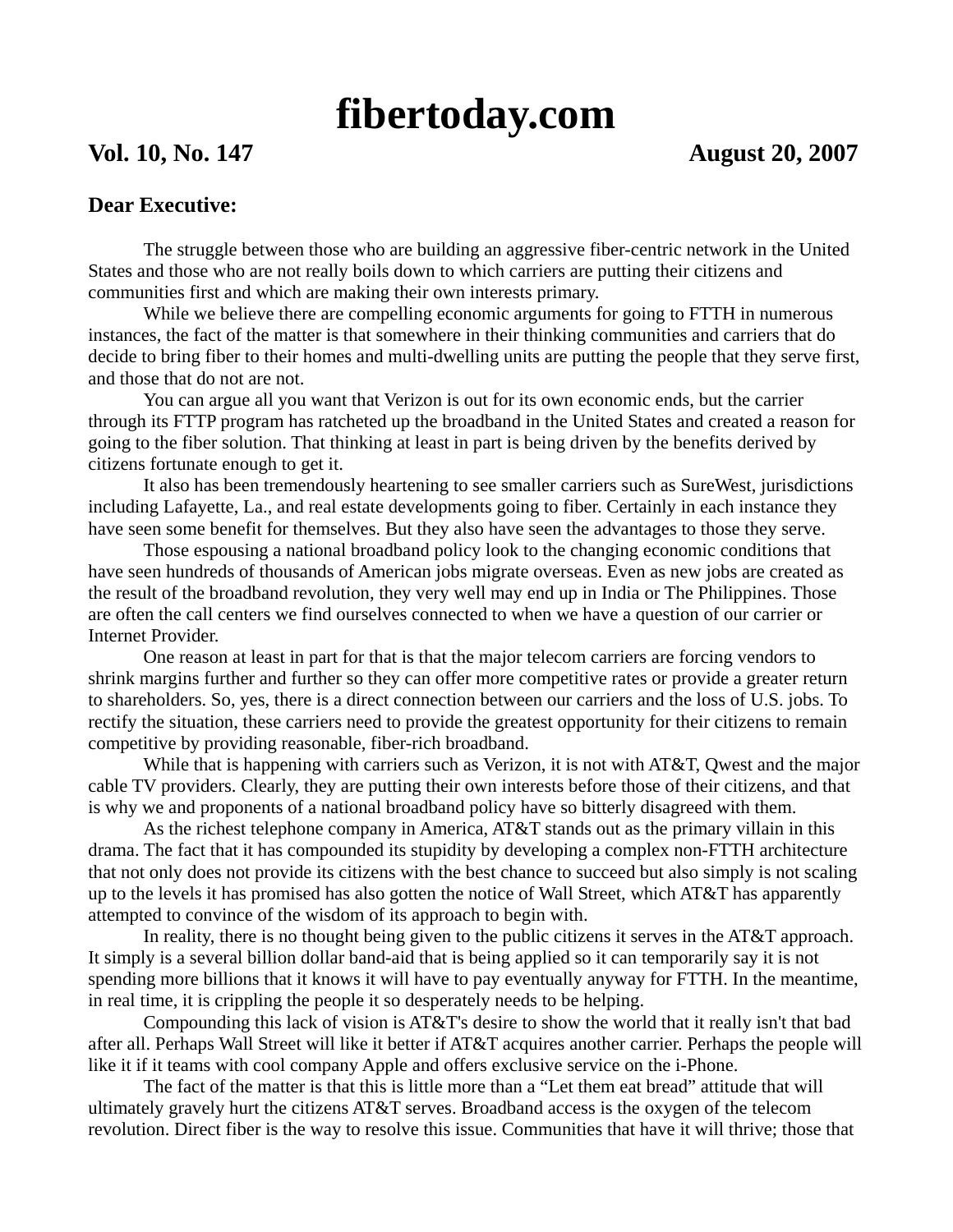# fibertoday.com

**Vol. 10, No. 147** **August 20, 2007**

### Dear Executive:

The struggle between those who are building an aggressive fiber-centric network in the United States and those who are not really boils down to which carriers are putting their citizens and communities first and which are making their own interests primary.

While we believe there are compelling economic arguments for going to FTTH in numerous instances, the fact of the matter is that somewhere in their thinking communities and carriers that do decide to bring fiber to their homes and multi-dwelling units are putting the people that they serve first, and those that do not are not.

You can argue all you want that Verizon is out for its own economic ends, but the carrier through its FTTP program has ratcheted up the broadband in the United States and created a reason for going to the fiber solution. That thinking at least in part is being driven by the benefits derived by citizens fortunate enough to get it.

It also has been tremendously heartening to see smaller carriers such as SureWest, jurisdictions including Lafayette, La., and real estate developments going to fiber. Certainly in each instance they have seen some benefit for themselves. But they also have seen the advantages to those they serve.

Those espousing a national broadband policy look to the changing economic conditions that have seen hundreds of thousands of American jobs migrate overseas. Even as new jobs are created as the result of the broadband revolution, they very well may end up in India or The Philippines. Those are often the call centers we find ourselves connected to when we have a question of our carrier or Internet Provider.

One reason at least in part for that is that the major telecom carriers are forcing vendors to shrink margins further and further so they can offer more competitive rates or provide a greater return to shareholders. So, yes, there is a direct connection between our carriers and the loss of U.S. jobs. To rectify the situation, these carriers need to provide the greatest opportunity for their citizens to remain competitive by providing reasonable, fiber-rich broadband.

While that is happening with carriers such as Verizon, it is not with AT&T, Qwest and the major cable TV providers. Clearly, they are putting their own interests before those of their citizens, and that is why we and proponents of a national broadband policy have so bitterly disagreed with them.

As the richest telephone company in America, AT&T stands out as the primary villain in this drama. The fact that it has compounded its stupidity by developing a complex non-FTTH architecture that not only does not provide its citizens with the best chance to succeed but also simply is not scaling up to the levels it has promised has also gotten the notice of Wall Street, which AT&T has apparently attempted to convince of the wisdom of its approach to begin with.

In reality, there is no thought being given to the public citizens it serves in the AT&T approach. It simply is a several billion dollar band-aid that is being applied so it can temporarily say it is not spending more billions that it knows it will have to pay eventually anyway for FTTH. In the meantime, in real time, it is crippling the people it so desperately needs to be helping.

Compounding this lack of vision is AT&T's desire to show the world that it really isn't that bad after all. Perhaps Wall Street will like it better if AT&T acquires another carrier. Perhaps the people will like it if it teams with cool company Apple and offers exclusive service on the i-Phone.

The fact of the matter is that this is little more than a “Let them eat bread” attitude that will ultimately gravely hurt the citizens AT&T serves. Broadband access is the oxygen of the telecom revolution. Direct fiber is the way to resolve this issue. Communities that have it will thrive; those that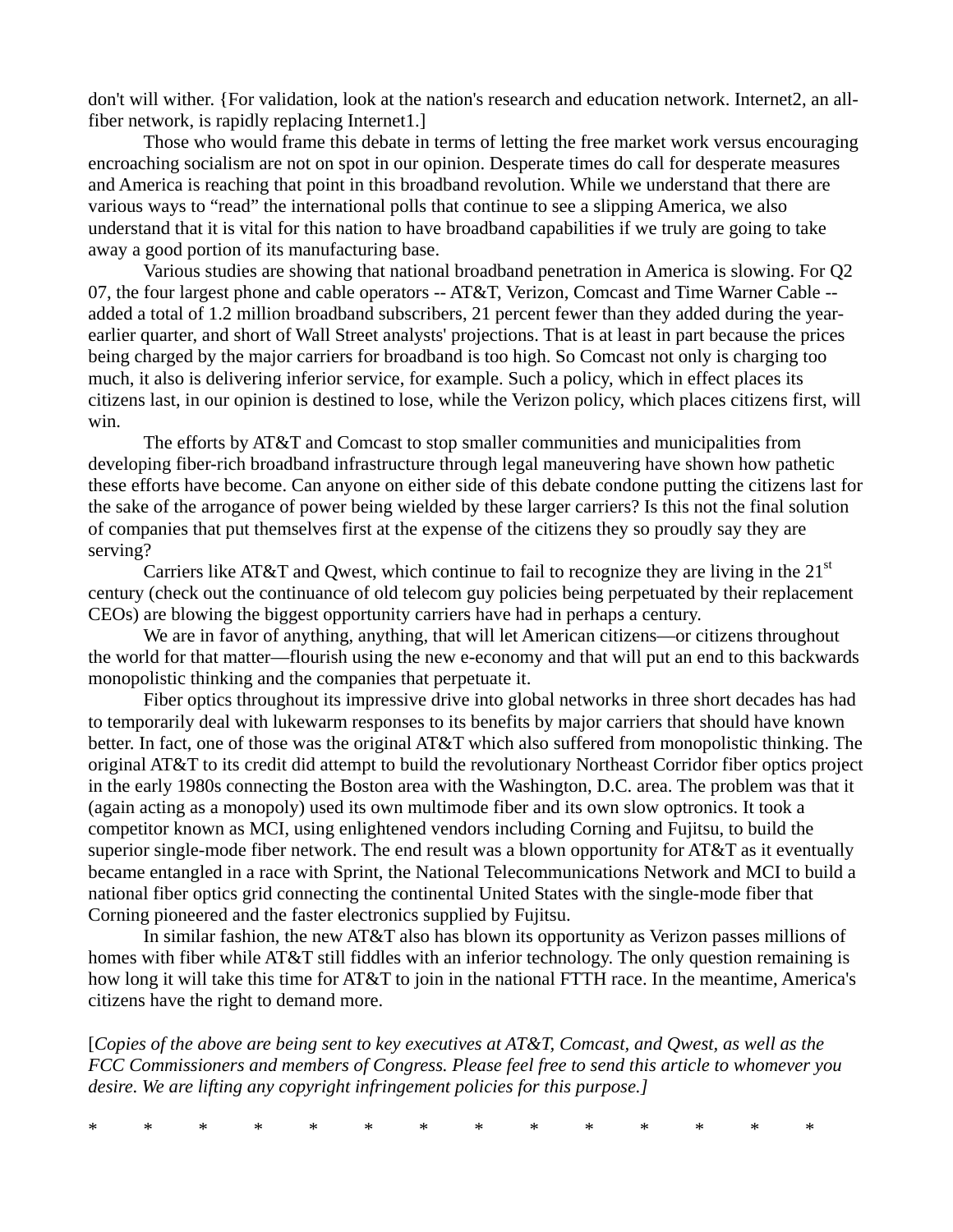don't will wither. {For validation, look at the nation's research and education network. Internet2, an all-fiber network, is rapidly replacing Internet1.]

Those who would frame this debate in terms of letting the free market work versus encouraging encroaching socialism are not on spot in our opinion. Desperate times do call for desperate measures and America is reaching that point in this broadband revolution. While we understand that there are various ways to "read" the international polls that continue to see a slipping America, we also understand that it is vital for this nation to have broadband capabilities if we truly are going to take away a good portion of its manufacturing base.

Various studies are showing that national broadband penetration in America is slowing. For Q2 07, the four largest phone and cable operators -- AT&T, Verizon, Comcast and Time Warner Cable -- added a total of 1.2 million broadband subscribers, 21 percent fewer than they added during the year-earlier quarter, and short of Wall Street analysts' projections. That is at least in part because the prices being charged by the major carriers for broadband is too high. So Comcast not only is charging too much, it also is delivering inferior service, for example. Such a policy, which in effect places its citizens last, in our opinion is destined to lose, while the Verizon policy, which places citizens first, will win.

The efforts by AT&T and Comcast to stop smaller communities and municipalities from developing fiber-rich broadband infrastructure through legal maneuvering have shown how pathetic these efforts have become. Can anyone on either side of this debate condone putting the citizens last for the sake of the arrogance of power being wielded by these larger carriers? Is this not the final solution of companies that put themselves first at the expense of the citizens they so proudly say they are serving?

Carriers like AT&T and Qwest, which continue to fail to recognize they are living in the 21st century (check out the continuance of old telecom guy policies being perpetuated by their replacement CEOs) are blowing the biggest opportunity carriers have had in perhaps a century.

We are in favor of anything, anything, that will let American citizens—or citizens throughout the world for that matter—flourish using the new e-economy and that will put an end to this backwards monopolistic thinking and the companies that perpetuate it.

Fiber optics throughout its impressive drive into global networks in three short decades has had to temporarily deal with lukewarm responses to its benefits by major carriers that should have known better. In fact, one of those was the original AT&T which also suffered from monopolistic thinking. The original AT&T to its credit did attempt to build the revolutionary Northeast Corridor fiber optics project in the early 1980s connecting the Boston area with the Washington, D.C. area. The problem was that it (again acting as a monopoly) used its own multimode fiber and its own slow optronics. It took a competitor known as MCI, using enlightened vendors including Corning and Fujitsu, to build the superior single-mode fiber network. The end result was a blown opportunity for AT&T as it eventually became entangled in a race with Sprint, the National Telecommunications Network and MCI to build a national fiber optics grid connecting the continental United States with the single-mode fiber that Corning pioneered and the faster electronics supplied by Fujitsu.

In similar fashion, the new AT&T also has blown its opportunity as Verizon passes millions of homes with fiber while AT&T still fiddles with an inferior technology. The only question remaining is how long it will take this time for AT&T to join in the national FTTH race. In the meantime, America's citizens have the right to demand more.

[*Copies of the above are being sent to key executives at AT&T, Comcast, and Qwest, as well as the FCC Commissioners and members of Congress. Please feel free to send this article to whomever you desire. We are lifting any copyright infringement policies for this purpose.]*

* * * * * * * * * * * * * *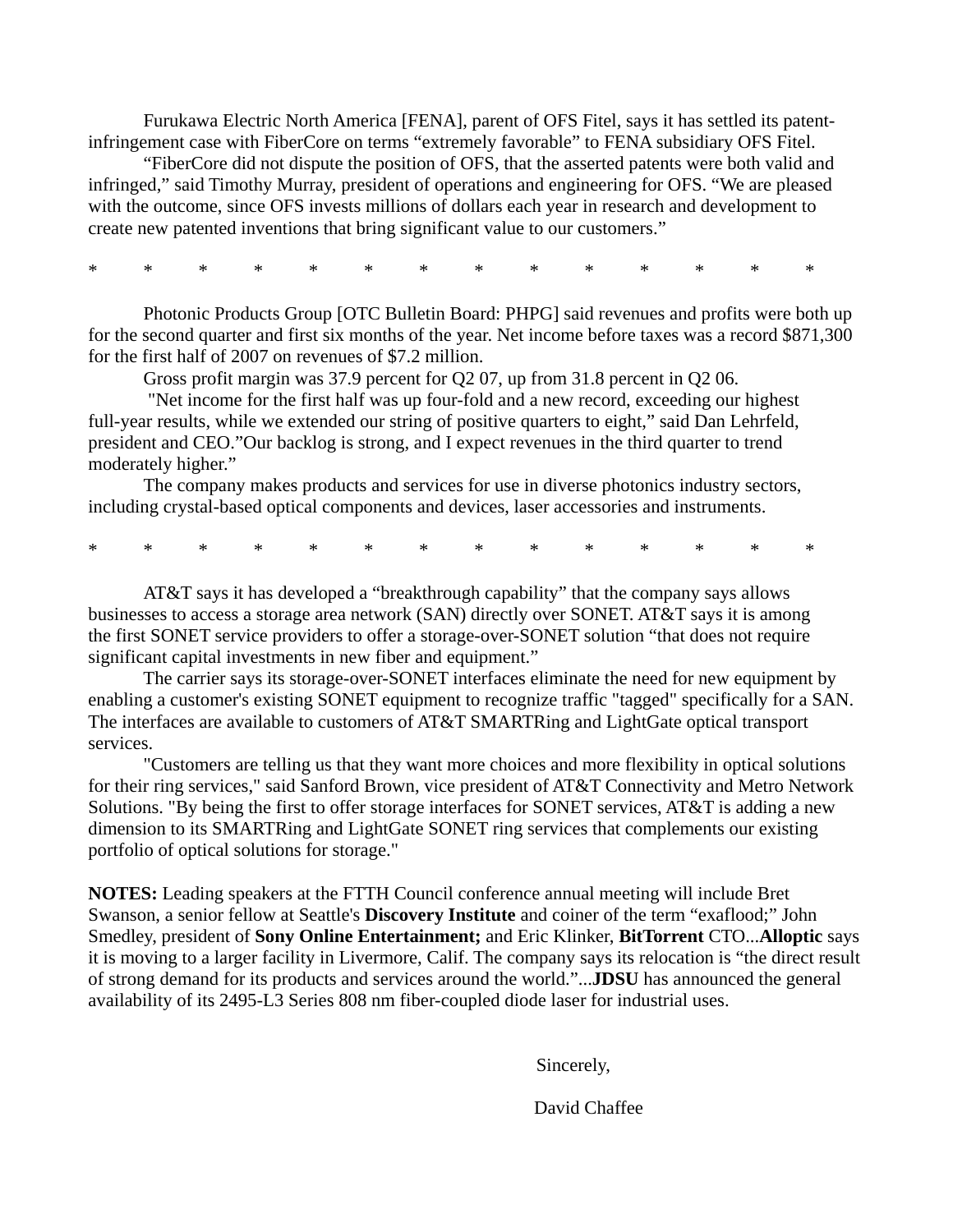Furukawa Electric North America [FENA], parent of OFS Fitel, says it has settled its patent-infringement case with FiberCore on terms “extremely favorable” to FENA subsidiary OFS Fitel.

“FiberCore did not dispute the position of OFS, that the asserted patents were both valid and infringed,” said Timothy Murray, president of operations and engineering for OFS. “We are pleased with the outcome, since OFS invests millions of dollars each year in research and development to create new patented inventions that bring significant value to our customers.”

\*          \*          \*          \*          \*          \*          \*          \*          \*          \*          \*          \*          \*          \*

Photonic Products Group [OTC Bulletin Board: PHPG] said revenues and profits were both up for the second quarter and first six months of the year. Net income before taxes was a record $871,300 for the first half of 2007 on revenues of $7.2 million.

Gross profit margin was 37.9 percent for Q2 07, up from 31.8 percent in Q2 06.

"Net income for the first half was up four-fold and a new record, exceeding our highest full-year results, while we extended our string of positive quarters to eight,” said Dan Lehrfeld, president and CEO.”Our backlog is strong, and I expect revenues in the third quarter to trend moderately higher.”

The company makes products and services for use in diverse photonics industry sectors, including crystal-based optical components and devices, laser accessories and instruments.

\*          \*          \*          \*          \*          \*          \*          \*          \*          \*          \*          \*          \*          \*

AT&T says it has developed a “breakthrough capability” that the company says allows businesses to access a storage area network (SAN) directly over SONET. AT&T says it is among the first SONET service providers to offer a storage-over-SONET solution “that does not require significant capital investments in new fiber and equipment.”

The carrier says its storage-over-SONET interfaces eliminate the need for new equipment by enabling a customer's existing SONET equipment to recognize traffic "tagged" specifically for a SAN. The interfaces are available to customers of AT&T SMARTRing and LightGate optical transport services.

"Customers are telling us that they want more choices and more flexibility in optical solutions for their ring services," said Sanford Brown, vice president of AT&T Connectivity and Metro Network Solutions. "By being the first to offer storage interfaces for SONET services, AT&T is adding a new dimension to its SMARTRing and LightGate SONET ring services that complements our existing portfolio of optical solutions for storage."

**NOTES:** Leading speakers at the FTTH Council conference annual meeting will include Bret Swanson, a senior fellow at Seattle's **Discovery Institute** and coiner of the term “exaflood;” John Smedley, president of **Sony Online Entertainment;** and Eric Klinker, **BitTorrent** CTO...**Alloptic** says it is moving to a larger facility in Livermore, Calif. The company says its relocation is “the direct result of strong demand for its products and services around the world.”...**JDSU** has announced the general availability of its 2495-L3 Series 808 nm fiber-coupled diode laser for industrial uses.

Sincerely,

David Chaffee